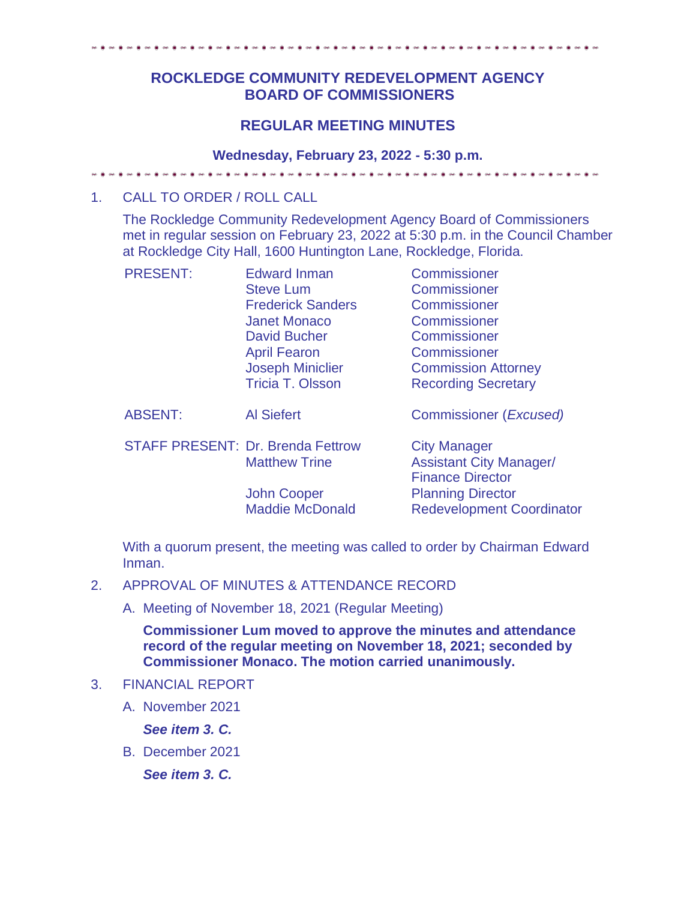# ROCKLEDGE COMMUNITY REDEVELOPMENT AGENCY
# BOARD OF COMMISSIONERS

## REGULAR MEETING MINUTES

### Wednesday, February 23, 2022 - 5:30 p.m.

1. CALL TO ORDER / ROLL CALL

   The Rockledge Community Redevelopment Agency Board of Commissioners met in regular session on February 23, 2022 at 5:30 p.m. in the Council Chamber at Rockledge City Hall, 1600 Huntington Lane, Rockledge, Florida.

| | | |
|---|---|---|
| PRESENT: | Edward Inman | Commissioner |
| | Steve Lum | Commissioner |
| | Frederick Sanders | Commissioner |
| | Janet Monaco | Commissioner |
| | David Bucher | Commissioner |
| | April Fearon | Commissioner |
| | Joseph Miniclier | Commission Attorney |
| | Tricia T. Olsson | Recording Secretary |
| ABSENT: | Al Siefert | Commissioner (*Excused)* |
| STAFF PRESENT: | Dr. Brenda Fettrow | City Manager |
| | Matthew Trine | Assistant City Manager/ Finance Director |
| | John Cooper | Planning Director |
| | Maddie McDonald | Redevelopment Coordinator |

   With a quorum present, the meeting was called to order by Chairman Edward Inman.

2. APPROVAL OF MINUTES & ATTENDANCE RECORD

   A. Meeting of November 18, 2021 (Regular Meeting)

      **Commissioner Lum moved to approve the minutes and attendance record of the regular meeting on November 18, 2021; seconded by Commissioner Monaco. The motion carried unanimously.**

3. FINANCIAL REPORT

   A. November 2021

      ***See item 3. C.***

   B. December 2021

      ***See item 3. C.***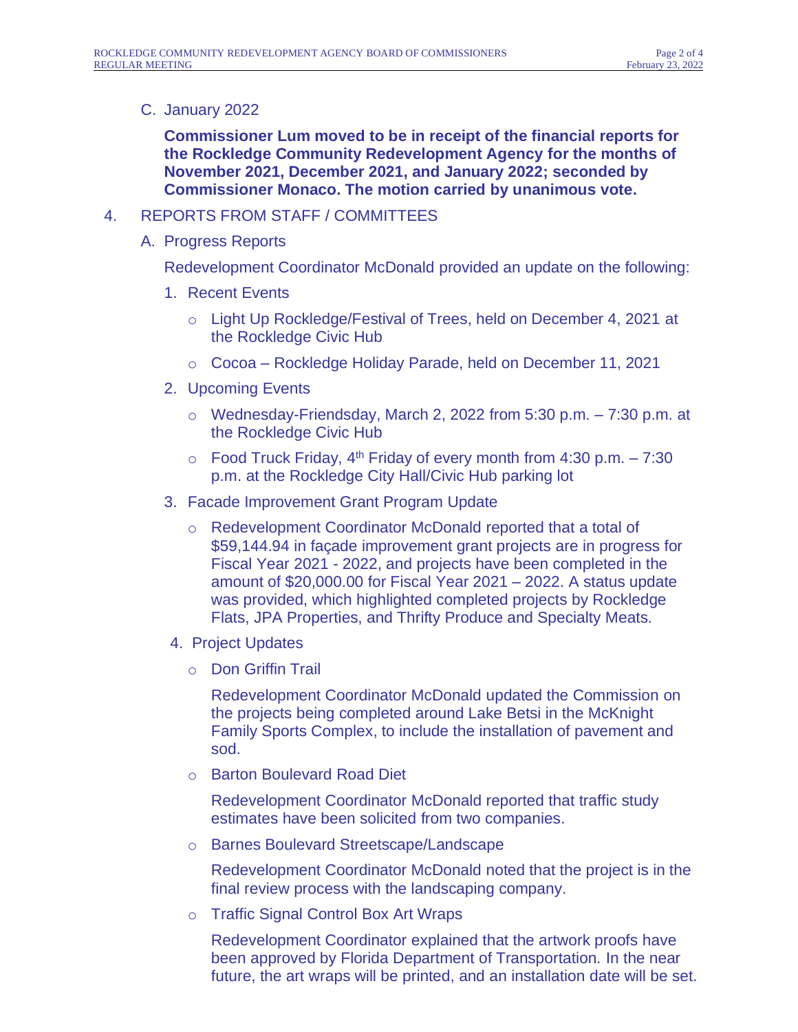C. January 2022

**Commissioner Lum moved to be in receipt of the financial reports for the Rockledge Community Redevelopment Agency for the months of November 2021, December 2021, and January 2022; seconded by Commissioner Monaco. The motion carried by unanimous vote.**

4. REPORTS FROM STAFF / COMMITTEES

A. Progress Reports

Redevelopment Coordinator McDonald provided an update on the following:

1. Recent Events
   - Light Up Rockledge/Festival of Trees, held on December 4, 2021 at the Rockledge Civic Hub
   - Cocoa – Rockledge Holiday Parade, held on December 11, 2021

2. Upcoming Events
   - Wednesday-Friendsday, March 2, 2022 from 5:30 p.m. – 7:30 p.m. at the Rockledge Civic Hub
   - Food Truck Friday, 4th Friday of every month from 4:30 p.m. – 7:30 p.m. at the Rockledge City Hall/Civic Hub parking lot

3. Facade Improvement Grant Program Update
   - Redevelopment Coordinator McDonald reported that a total of $59,144.94 in façade improvement grant projects are in progress for Fiscal Year 2021 - 2022, and projects have been completed in the amount of $20,000.00 for Fiscal Year 2021 – 2022. A status update was provided, which highlighted completed projects by Rockledge Flats, JPA Properties, and Thrifty Produce and Specialty Meats.

4. Project Updates
   - Don Griffin Trail

     Redevelopment Coordinator McDonald updated the Commission on the projects being completed around Lake Betsi in the McKnight Family Sports Complex, to include the installation of pavement and sod.

   - Barton Boulevard Road Diet

     Redevelopment Coordinator McDonald reported that traffic study estimates have been solicited from two companies.

   - Barnes Boulevard Streetscape/Landscape

     Redevelopment Coordinator McDonald noted that the project is in the final review process with the landscaping company.

   - Traffic Signal Control Box Art Wraps

     Redevelopment Coordinator explained that the artwork proofs have been approved by Florida Department of Transportation. In the near future, the art wraps will be printed, and an installation date will be set.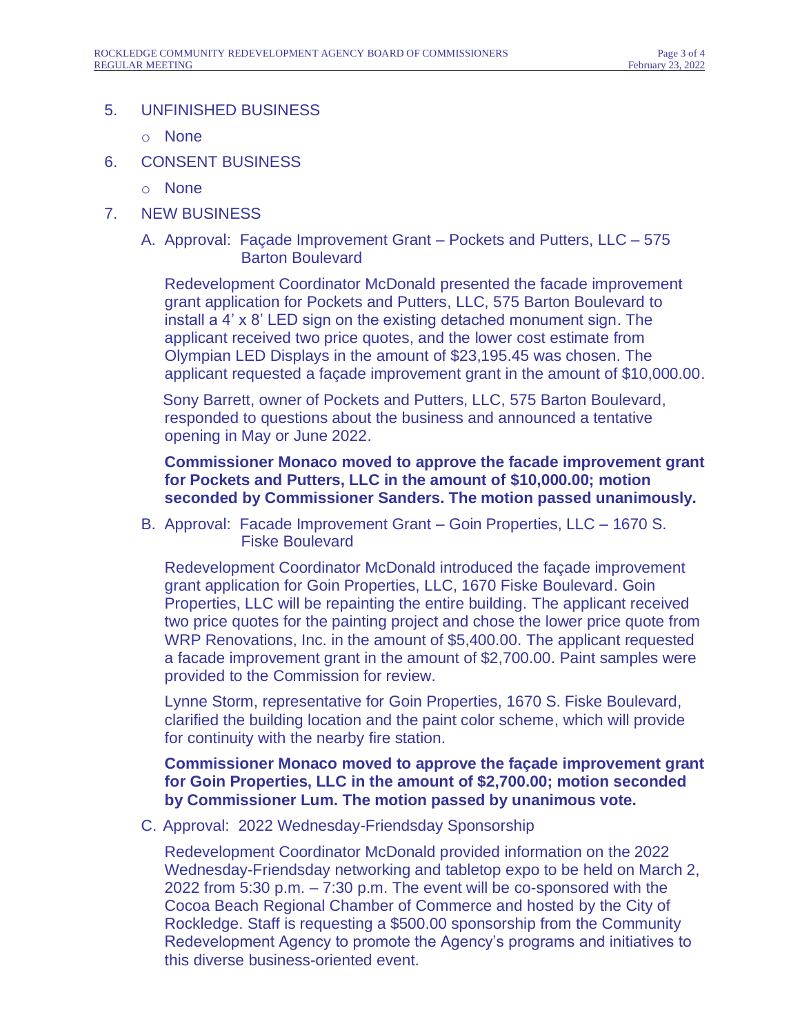5. UNFINISHED BUSINESS
   - None
6. CONSENT BUSINESS
   - None
7. NEW BUSINESS

   A. Approval: Façade Improvement Grant – Pockets and Putters, LLC – 575 Barton Boulevard

   Redevelopment Coordinator McDonald presented the facade improvement grant application for Pockets and Putters, LLC, 575 Barton Boulevard to install a 4' x 8' LED sign on the existing detached monument sign. The applicant received two price quotes, and the lower cost estimate from Olympian LED Displays in the amount of $23,195.45 was chosen. The applicant requested a façade improvement grant in the amount of $10,000.00.

   Sony Barrett, owner of Pockets and Putters, LLC, 575 Barton Boulevard, responded to questions about the business and announced a tentative opening in May or June 2022.

   **Commissioner Monaco moved to approve the facade improvement grant for Pockets and Putters, LLC in the amount of $10,000.00; motion seconded by Commissioner Sanders. The motion passed unanimously.**

   B. Approval: Facade Improvement Grant – Goin Properties, LLC – 1670 S. Fiske Boulevard

   Redevelopment Coordinator McDonald introduced the façade improvement grant application for Goin Properties, LLC, 1670 Fiske Boulevard. Goin Properties, LLC will be repainting the entire building. The applicant received two price quotes for the painting project and chose the lower price quote from WRP Renovations, Inc. in the amount of $5,400.00. The applicant requested a facade improvement grant in the amount of $2,700.00. Paint samples were provided to the Commission for review.

   Lynne Storm, representative for Goin Properties, 1670 S. Fiske Boulevard, clarified the building location and the paint color scheme, which will provide for continuity with the nearby fire station.

   **Commissioner Monaco moved to approve the façade improvement grant for Goin Properties, LLC in the amount of $2,700.00; motion seconded by Commissioner Lum. The motion passed by unanimous vote.**

   C. Approval: 2022 Wednesday-Friendsday Sponsorship

   Redevelopment Coordinator McDonald provided information on the 2022 Wednesday-Friendsday networking and tabletop expo to be held on March 2, 2022 from 5:30 p.m. – 7:30 p.m. The event will be co-sponsored with the Cocoa Beach Regional Chamber of Commerce and hosted by the City of Rockledge. Staff is requesting a $500.00 sponsorship from the Community Redevelopment Agency to promote the Agency's programs and initiatives to this diverse business-oriented event.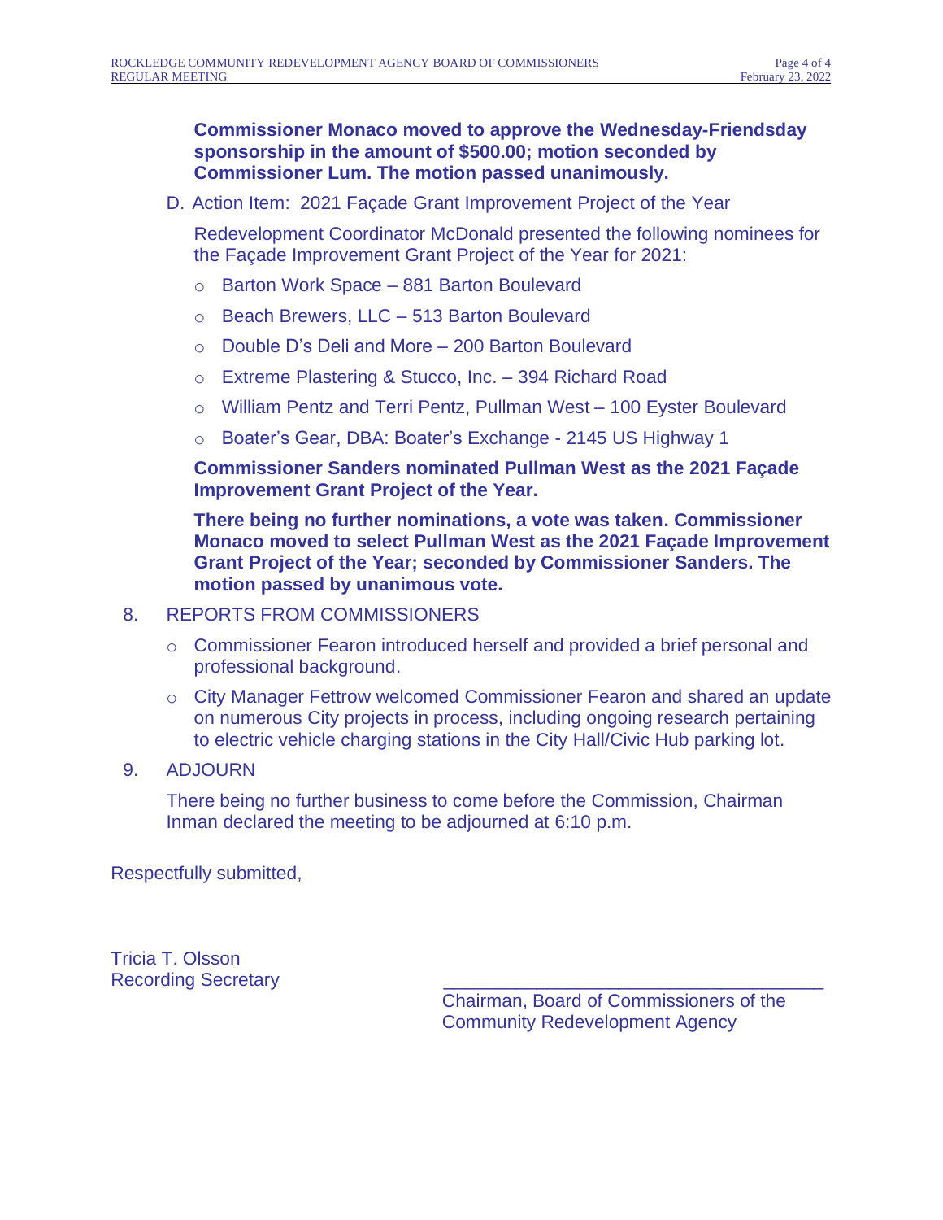**Commissioner Monaco moved to approve the Wednesday-Friendsday sponsorship in the amount of $500.00; motion seconded by Commissioner Lum. The motion passed unanimously.**

D. Action Item: 2021 Façade Grant Improvement Project of the Year

Redevelopment Coordinator McDonald presented the following nominees for the Façade Improvement Grant Project of the Year for 2021:

- Barton Work Space – 881 Barton Boulevard
- Beach Brewers, LLC – 513 Barton Boulevard
- Double D's Deli and More – 200 Barton Boulevard
- Extreme Plastering & Stucco, Inc. – 394 Richard Road
- William Pentz and Terri Pentz, Pullman West – 100 Eyster Boulevard
- Boater's Gear, DBA: Boater's Exchange - 2145 US Highway 1

**Commissioner Sanders nominated Pullman West as the 2021 Façade Improvement Grant Project of the Year.**

**There being no further nominations, a vote was taken. Commissioner Monaco moved to select Pullman West as the 2021 Façade Improvement Grant Project of the Year; seconded by Commissioner Sanders. The motion passed by unanimous vote.**

8. REPORTS FROM COMMISSIONERS

- Commissioner Fearon introduced herself and provided a brief personal and professional background.
- City Manager Fettrow welcomed Commissioner Fearon and shared an update on numerous City projects in process, including ongoing research pertaining to electric vehicle charging stations in the City Hall/Civic Hub parking lot.

9. ADJOURN

There being no further business to come before the Commission, Chairman Inman declared the meeting to be adjourned at 6:10 p.m.

Respectfully submitted,

Tricia T. Olsson
Recording Secretary

\_\_\_\_\_\_\_\_\_\_\_\_\_\_\_\_\_\_\_\_\_\_\_\_\_\_\_\_\_\_\_\_\_\_\_\_
Chairman, Board of Commissioners of the Community Redevelopment Agency